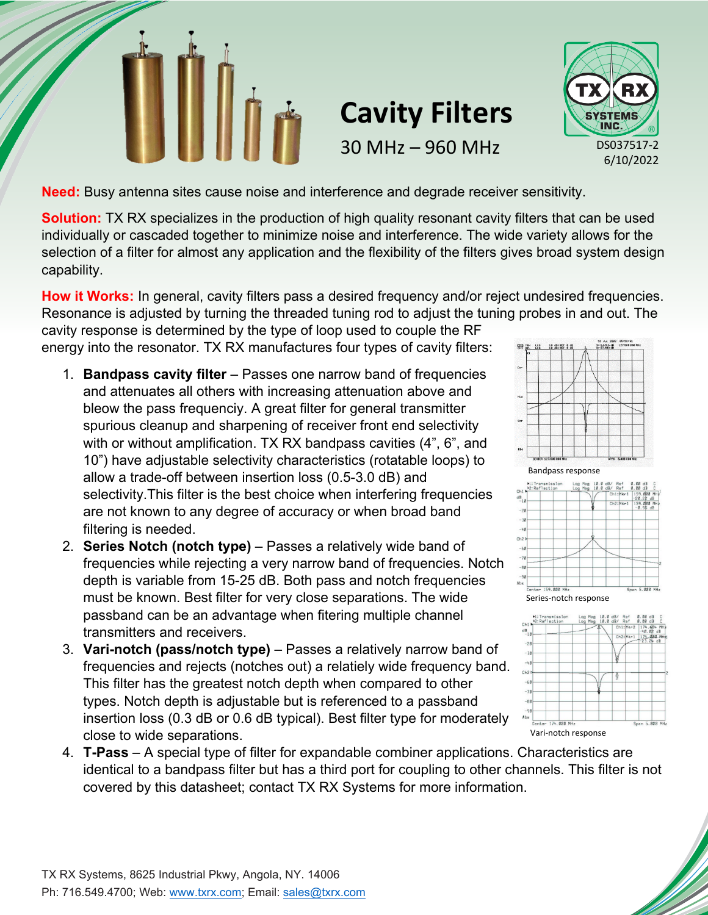# Cavity Filters

30 MHz – 960 MHz

DS037517-2
6/10/2022

**Need:** Busy antenna sites cause noise and interference and degrade receiver sensitivity.

**Solution:** TX RX specializes in the production of high quality resonant cavity filters that can be used individually or cascaded together to minimize noise and interference. The wide variety allows for the selection of a filter for almost any application and the flexibility of the filters gives broad system design capability.

**How it Works:** In general, cavity filters pass a desired frequency and/or reject undesired frequencies. Resonance is adjusted by turning the threaded tuning rod to adjust the tuning probes in and out. The cavity response is determined by the type of loop used to couple the RF energy into the resonator. TX RX manufactures four types of cavity filters:

1. **Bandpass cavity filter** – Passes one narrow band of frequencies and attenuates all others with increasing attenuation above and bleow the pass frequenciy. A great filter for general transmitter spurious cleanup and sharpening of receiver front end selectivity with or without amplification. TX RX bandpass cavities (4", 6", and 10") have adjustable selectivity characteristics (rotatable loops) to allow a trade-off between insertion loss (0.5-3.0 dB) and selectivity.This filter is the best choice when interfering frequencies are not known to any degree of accuracy or when broad band filtering is needed.
2. **Series Notch (notch type)** – Passes a relatively wide band of frequencies while rejecting a very narrow band of frequencies. Notch depth is variable from 15-25 dB. Both pass and notch frequencies must be known. Best filter for very close separations. The wide passband can be an advantage when fitering multiple channel transmitters and receivers.
3. **Vari-notch (pass/notch type)** – Passes a relatively narrow band of frequencies and rejects (notches out) a relatiely wide frequency band. This filter has the greatest notch depth when compared to other types. Notch depth is adjustable but is referenced to a passband insertion loss (0.3 dB or 0.6 dB typical). Best filter type for moderately close to wide separations.
4. **T-Pass** – A special type of filter for expandable combiner applications. Characteristics are identical to a bandpass filter but has a third port for coupling to other channels. This filter is not covered by this datasheet; contact TX RX Systems for more information.

Bandpass response

Series-notch response

Vari-notch response

TX RX Systems, 8625 Industrial Pkwy, Angola, NY. 14006
Ph: 716.549.4700; Web: www.txrx.com; Email: sales@txrx.com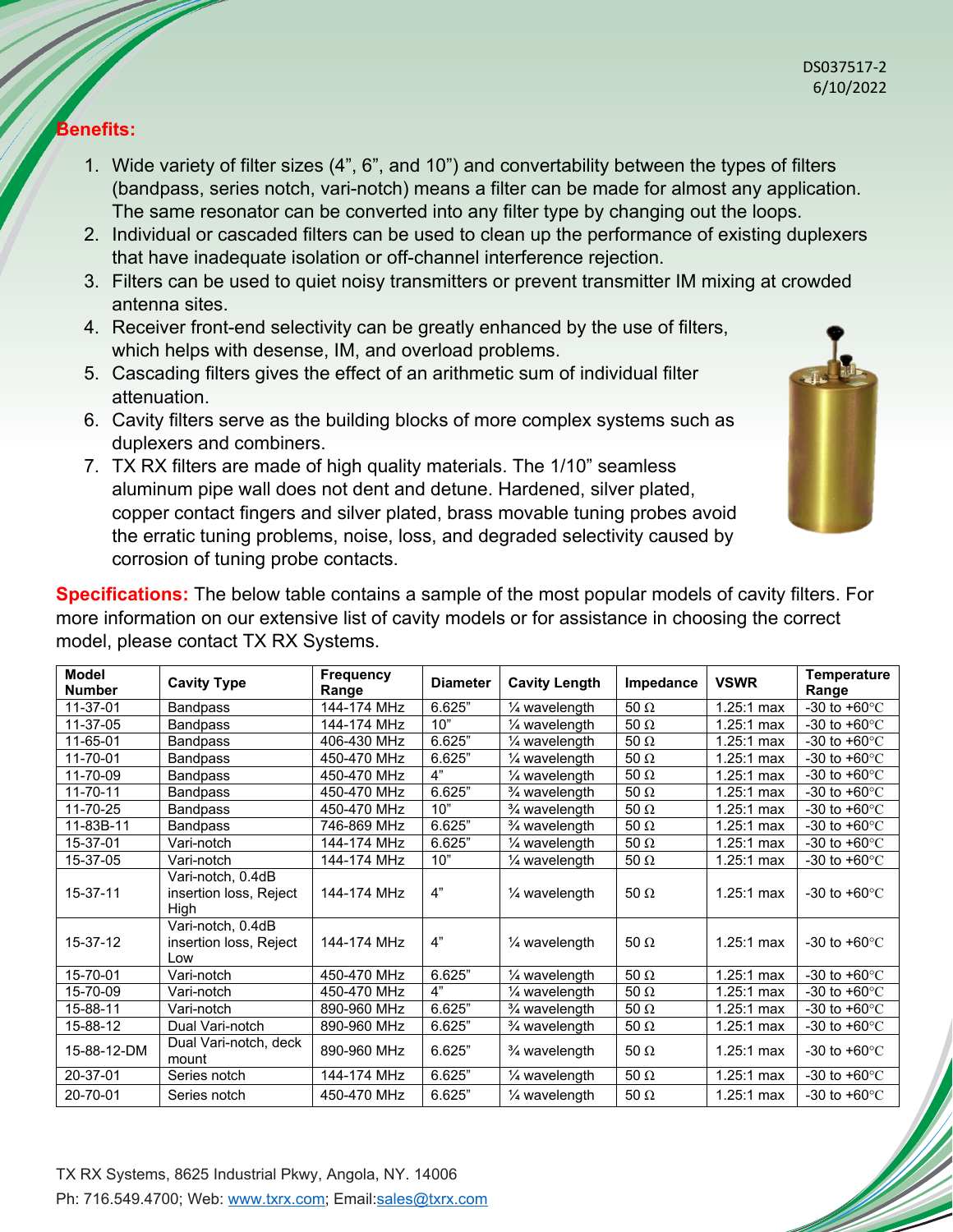DS037517-2
6/10/2022

## Benefits:

1. Wide variety of filter sizes (4", 6", and 10") and convertability between the types of filters (bandpass, series notch, vari-notch) means a filter can be made for almost any application. The same resonator can be converted into any filter type by changing out the loops.
2. Individual or cascaded filters can be used to clean up the performance of existing duplexers that have inadequate isolation or off-channel interference rejection.
3. Filters can be used to quiet noisy transmitters or prevent transmitter IM mixing at crowded antenna sites.
4. Receiver front-end selectivity can be greatly enhanced by the use of filters, which helps with desense, IM, and overload problems.
5. Cascading filters gives the effect of an arithmetic sum of individual filter attenuation.
6. Cavity filters serve as the building blocks of more complex systems such as duplexers and combiners.
7. TX RX filters are made of high quality materials. The 1/10" seamless aluminum pipe wall does not dent and detune. Hardened, silver plated, copper contact fingers and silver plated, brass movable tuning probes avoid the erratic tuning problems, noise, loss, and degraded selectivity caused by corrosion of tuning probe contacts.

**Specifications:** The below table contains a sample of the most popular models of cavity filters. For more information on our extensive list of cavity models or for assistance in choosing the correct model, please contact TX RX Systems.

| Model Number | Cavity Type | Frequency Range | Diameter | Cavity Length | Impedance | VSWR | Temperature Range |
|---|---|---|---|---|---|---|---|
| 11-37-01 | Bandpass | 144-174 MHz | 6.625" | ¼ wavelength | 50 Ω | 1.25:1 max | -30 to +60°C |
| 11-37-05 | Bandpass | 144-174 MHz | 10" | ¼ wavelength | 50 Ω | 1.25:1 max | -30 to +60°C |
| 11-65-01 | Bandpass | 406-430 MHz | 6.625" | ¼ wavelength | 50 Ω | 1.25:1 max | -30 to +60°C |
| 11-70-01 | Bandpass | 450-470 MHz | 6.625" | ¼ wavelength | 50 Ω | 1.25:1 max | -30 to +60°C |
| 11-70-09 | Bandpass | 450-470 MHz | 4" | ¼ wavelength | 50 Ω | 1.25:1 max | -30 to +60°C |
| 11-70-11 | Bandpass | 450-470 MHz | 6.625" | ¾ wavelength | 50 Ω | 1.25:1 max | -30 to +60°C |
| 11-70-25 | Bandpass | 450-470 MHz | 10" | ¾ wavelength | 50 Ω | 1.25:1 max | -30 to +60°C |
| 11-83B-11 | Bandpass | 746-869 MHz | 6.625" | ¾ wavelength | 50 Ω | 1.25:1 max | -30 to +60°C |
| 15-37-01 | Vari-notch | 144-174 MHz | 6.625" | ¼ wavelength | 50 Ω | 1.25:1 max | -30 to +60°C |
| 15-37-05 | Vari-notch | 144-174 MHz | 10" | ¼ wavelength | 50 Ω | 1.25:1 max | -30 to +60°C |
| 15-37-11 | Vari-notch, 0.4dB insertion loss, Reject High | 144-174 MHz | 4" | ¼ wavelength | 50 Ω | 1.25:1 max | -30 to +60°C |
| 15-37-12 | Vari-notch, 0.4dB insertion loss, Reject Low | 144-174 MHz | 4" | ¼ wavelength | 50 Ω | 1.25:1 max | -30 to +60°C |
| 15-70-01 | Vari-notch | 450-470 MHz | 6.625" | ¼ wavelength | 50 Ω | 1.25:1 max | -30 to +60°C |
| 15-70-09 | Vari-notch | 450-470 MHz | 4" | ¼ wavelength | 50 Ω | 1.25:1 max | -30 to +60°C |
| 15-88-11 | Vari-notch | 890-960 MHz | 6.625" | ¾ wavelength | 50 Ω | 1.25:1 max | -30 to +60°C |
| 15-88-12 | Dual Vari-notch | 890-960 MHz | 6.625" | ¾ wavelength | 50 Ω | 1.25:1 max | -30 to +60°C |
| 15-88-12-DM | Dual Vari-notch, deck mount | 890-960 MHz | 6.625" | ¾ wavelength | 50 Ω | 1.25:1 max | -30 to +60°C |
| 20-37-01 | Series notch | 144-174 MHz | 6.625" | ¼ wavelength | 50 Ω | 1.25:1 max | -30 to +60°C |
| 20-70-01 | Series notch | 450-470 MHz | 6.625" | ¼ wavelength | 50 Ω | 1.25:1 max | -30 to +60°C |

TX RX Systems, 8625 Industrial Pkwy, Angola, NY. 14006
Ph: 716.549.4700; Web: www.txrx.com; Email:sales@txrx.com